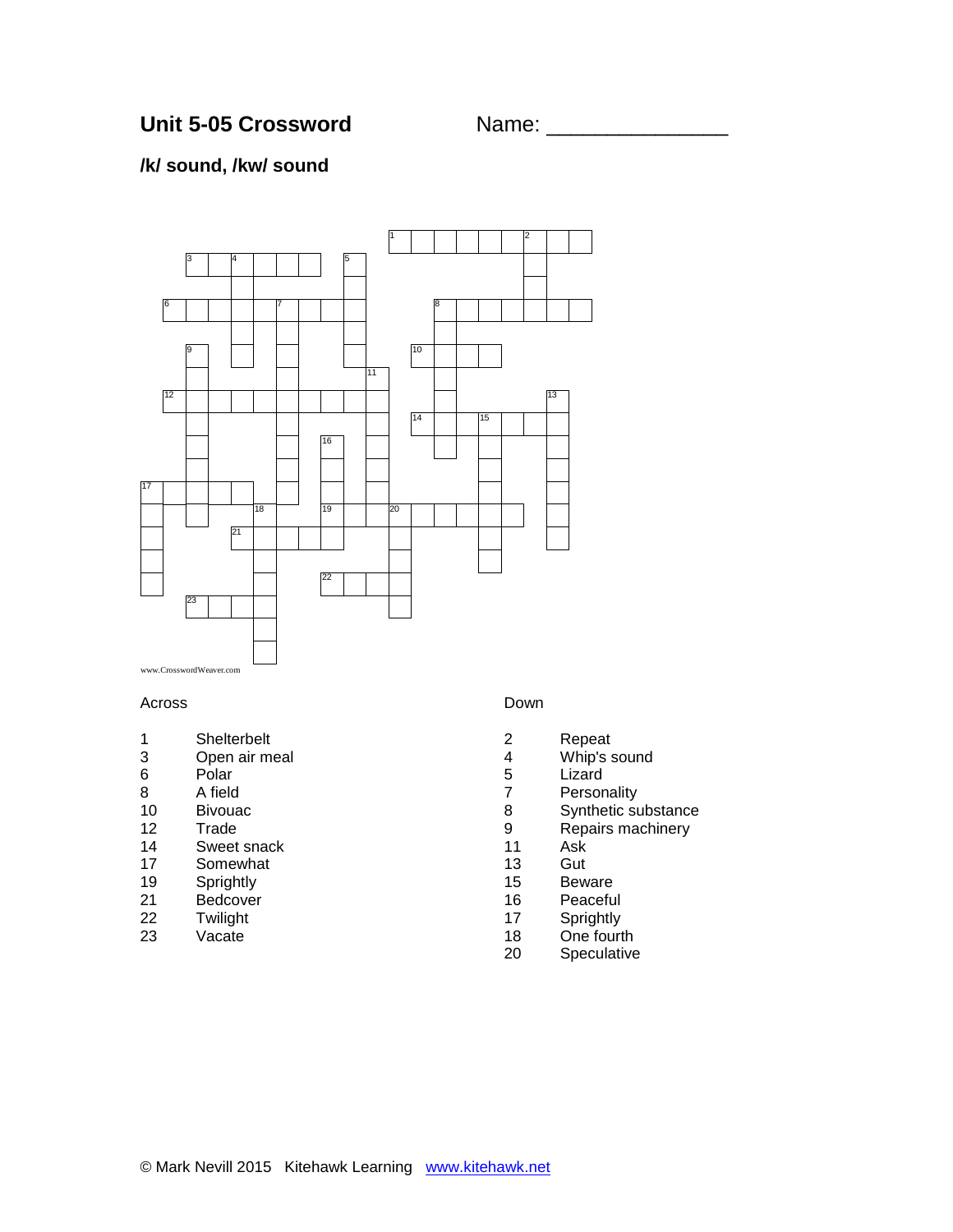## Unit 5-05 Crossword

Name: _______________

### /k/ sound, /kw/ sound

www.CrosswordWeaver.com

**Across**

1 Shelterbelt
3 Open air meal
6 Polar
8 A field
10 Bivouac
12 Trade
14 Sweet snack
17 Somewhat
19 Sprightly
21 Bedcover
22 Twilight
23 Vacate

**Down**

2 Repeat
4 Whip's sound
5 Lizard
7 Personality
8 Synthetic substance
9 Repairs machinery
11 Ask
13 Gut
15 Beware
16 Peaceful
17 Sprightly
18 One fourth
20 Speculative

© Mark Nevill 2015 Kitehawk Learning www.kitehawk.net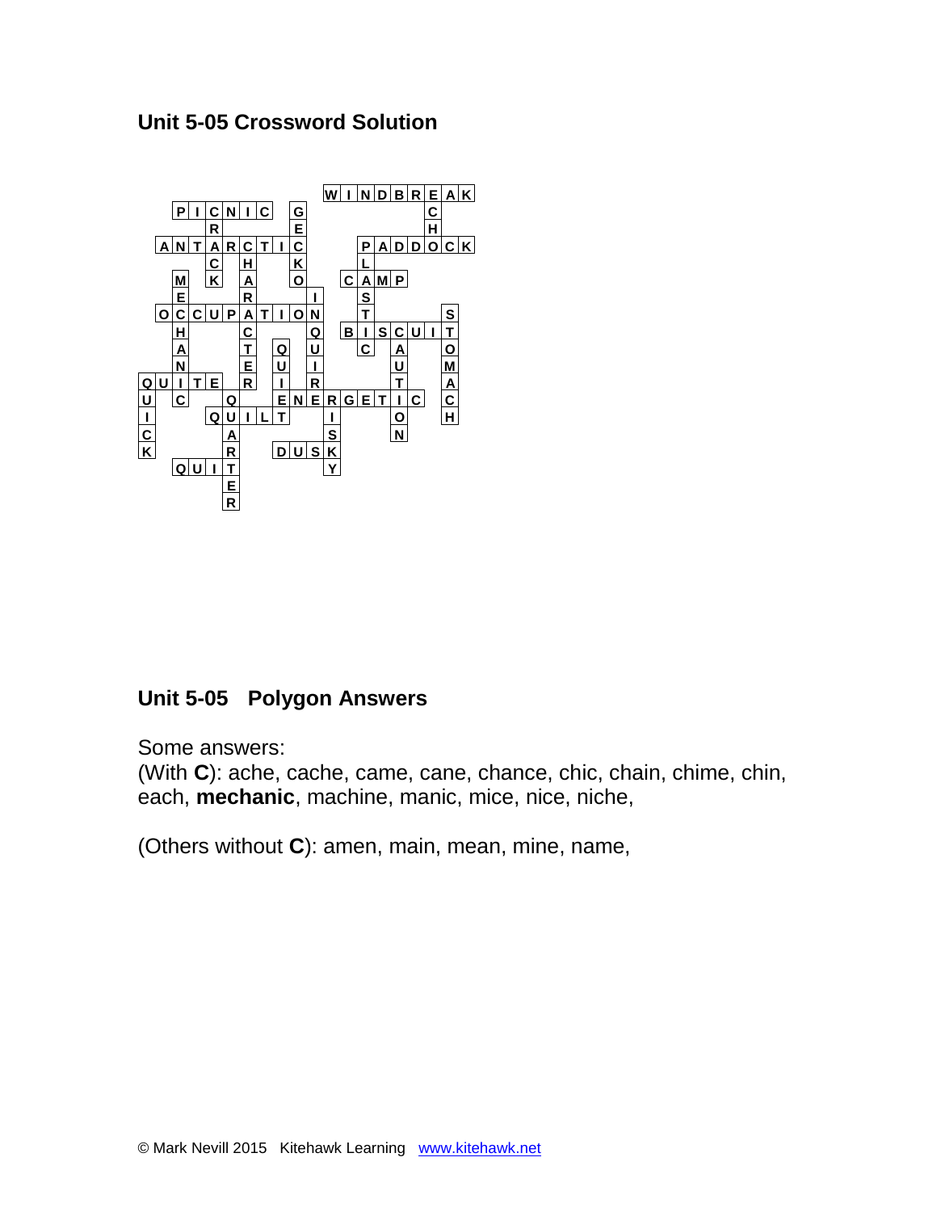## Unit 5-05 Crossword Solution

```
           WINDBREAK
  PICNIC G       C  
    R    E       H  
 ANTARCTIC   PADDOCK
    C H  K   L      
  M K A  O  CAMP    
  E   R   I  S      
 OCCUPATION  T    S 
  H   C   Q BISCUIT 
  A   T Q U  C A  O 
  N   E U I    U  M 
QUITE R I R    T  A 
U C  Q  ENERGETIC C 
I   QUILT  I   O  H 
C    A     S   N    
K    R  DUSK        
  QUIT     Y        
     E              
     R              
```

## Unit 5-05 Polygon Answers

Some answers:
(With **C**): ache, cache, came, cane, chance, chic, chain, chime, chin, each, **mechanic**, machine, manic, mice, nice, niche,

(Others without **C**): amen, main, mean, mine, name,

© Mark Nevill 2015 Kitehawk Learning www.kitehawk.net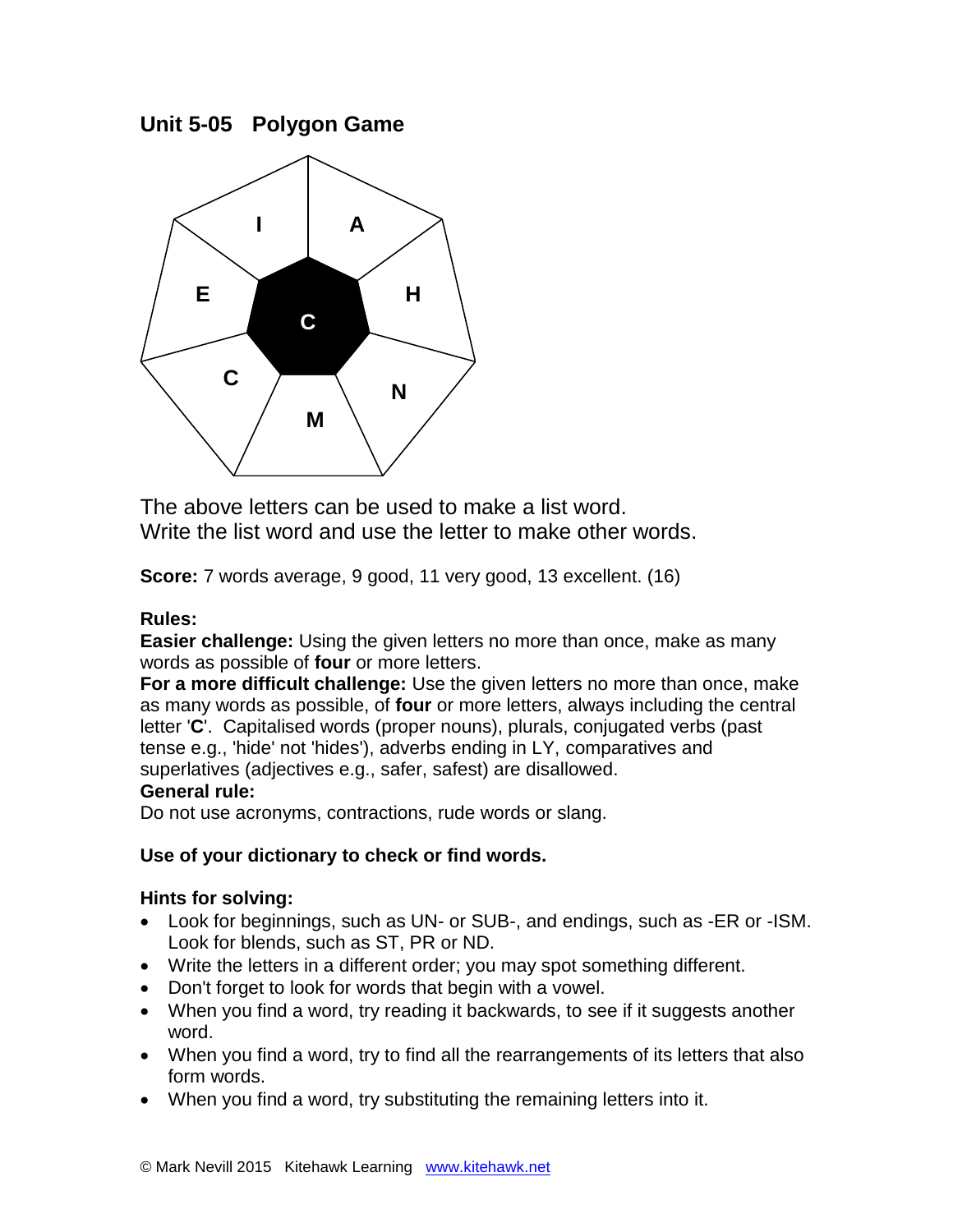## Unit 5-05 Polygon Game

I A H N M C E
C

The above letters can be used to make a list word.
Write the list word and use the letter to make other words.

**Score:** 7 words average, 9 good, 11 very good, 13 excellent. (16)

**Rules:**
**Easier challenge:** Using the given letters no more than once, make as many words as possible of **four** or more letters.
**For a more difficult challenge:** Use the given letters no more than once, make as many words as possible, of **four** or more letters, always including the central letter '**C**'. Capitalised words (proper nouns), plurals, conjugated verbs (past tense e.g., 'hide' not 'hides'), adverbs ending in LY, comparatives and superlatives (adjectives e.g., safer, safest) are disallowed.
**General rule:**
Do not use acronyms, contractions, rude words or slang.

**Use of your dictionary to check or find words.**

**Hints for solving:**

- Look for beginnings, such as UN- or SUB-, and endings, such as -ER or -ISM. Look for blends, such as ST, PR or ND.
- Write the letters in a different order; you may spot something different.
- Don't forget to look for words that begin with a vowel.
- When you find a word, try reading it backwards, to see if it suggests another word.
- When you find a word, try to find all the rearrangements of its letters that also form words.
- When you find a word, try substituting the remaining letters into it.